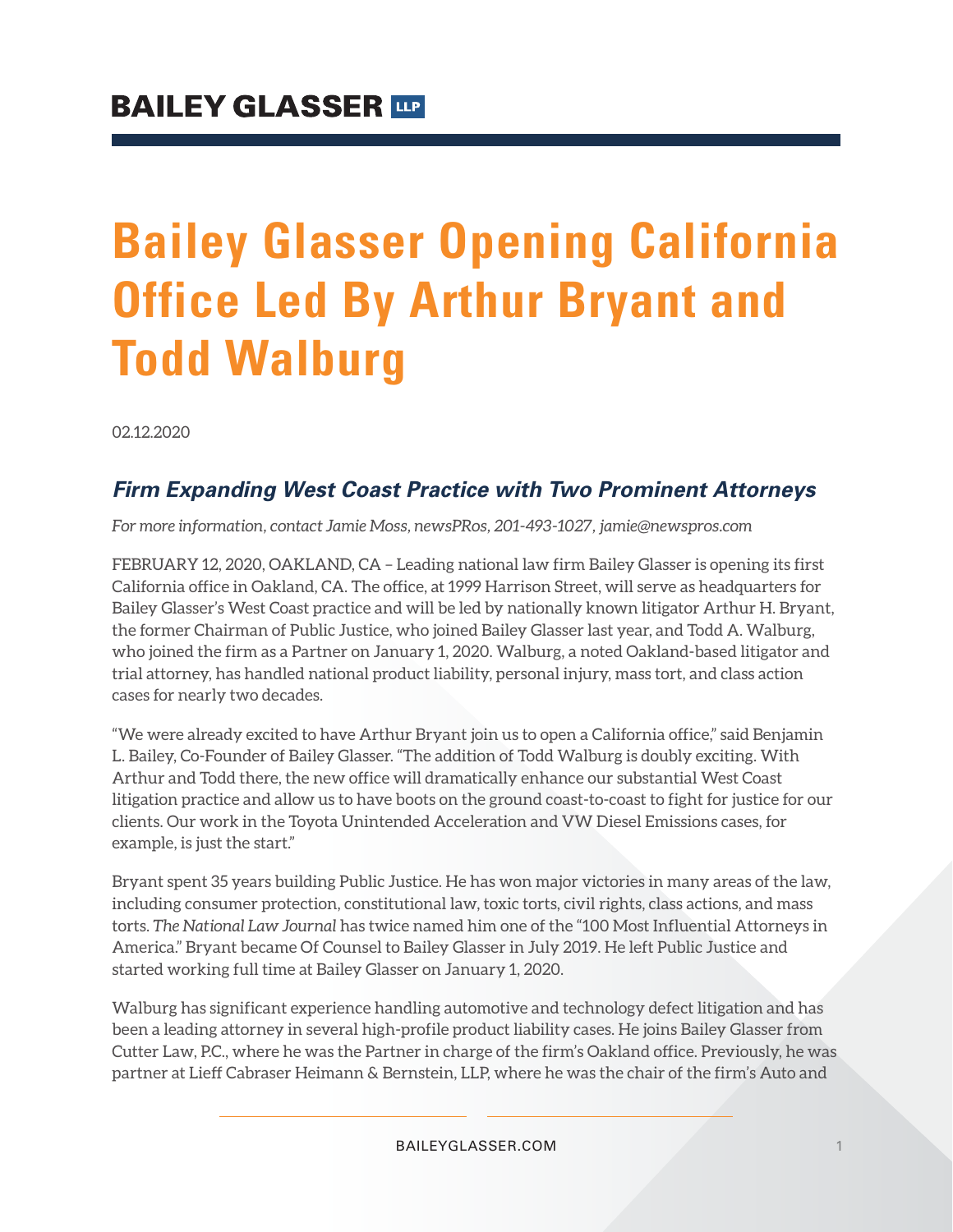# Bailey Glasser Opening California Office Led By Arthur Bryant and Todd Walburg

02.12.2020

## *Firm Expanding West Coast Practice with Two Prominent Attorneys*

*For more information, contact Jamie Moss, newsPROs, 201-493-1027, jamie@newspros.com*

FEBRUARY 12, 2020, OAKLAND, CA – Leading national law firm Bailey Glasser is opening its first California office in Oakland, CA. The office, at 1999 Harrison Street, will serve as headquarters for Bailey Glasser's West Coast practice and will be led by nationally known litigator Arthur H. Bryant, the former Chairman of Public Justice, who joined Bailey Glasser last year, and Todd A. Walburg, who joined the firm as a Partner on January 1, 2020. Walburg, a noted Oakland-based litigator and trial attorney, has handled national product liability, personal injury, mass tort, and class action cases for nearly two decades.

"We were already excited to have Arthur Bryant join us to open a California office," said Benjamin L. Bailey, Co-Founder of Bailey Glasser. "The addition of Todd Walburg is doubly exciting. With Arthur and Todd there, the new office will dramatically enhance our substantial West Coast litigation practice and allow us to have boots on the ground coast-to-coast to fight for justice for our clients. Our work in the Toyota Unintended Acceleration and VW Diesel Emissions cases, for example, is just the start."

Bryant spent 35 years building Public Justice. He has won major victories in many areas of the law, including consumer protection, constitutional law, toxic torts, civil rights, class actions, and mass torts. *The National Law Journal* has twice named him one of the "100 Most Influential Attorneys in America." Bryant became Of Counsel to Bailey Glasser in July 2019. He left Public Justice and started working full time at Bailey Glasser on January 1, 2020.

Walburg has significant experience handling automotive and technology defect litigation and has been a leading attorney in several high-profile product liability cases. He joins Bailey Glasser from Cutter Law, P.C., where he was the Partner in charge of the firm's Oakland office. Previously, he was partner at Lieff Cabraser Heimann & Bernstein, LLP, where he was the chair of the firm's Auto and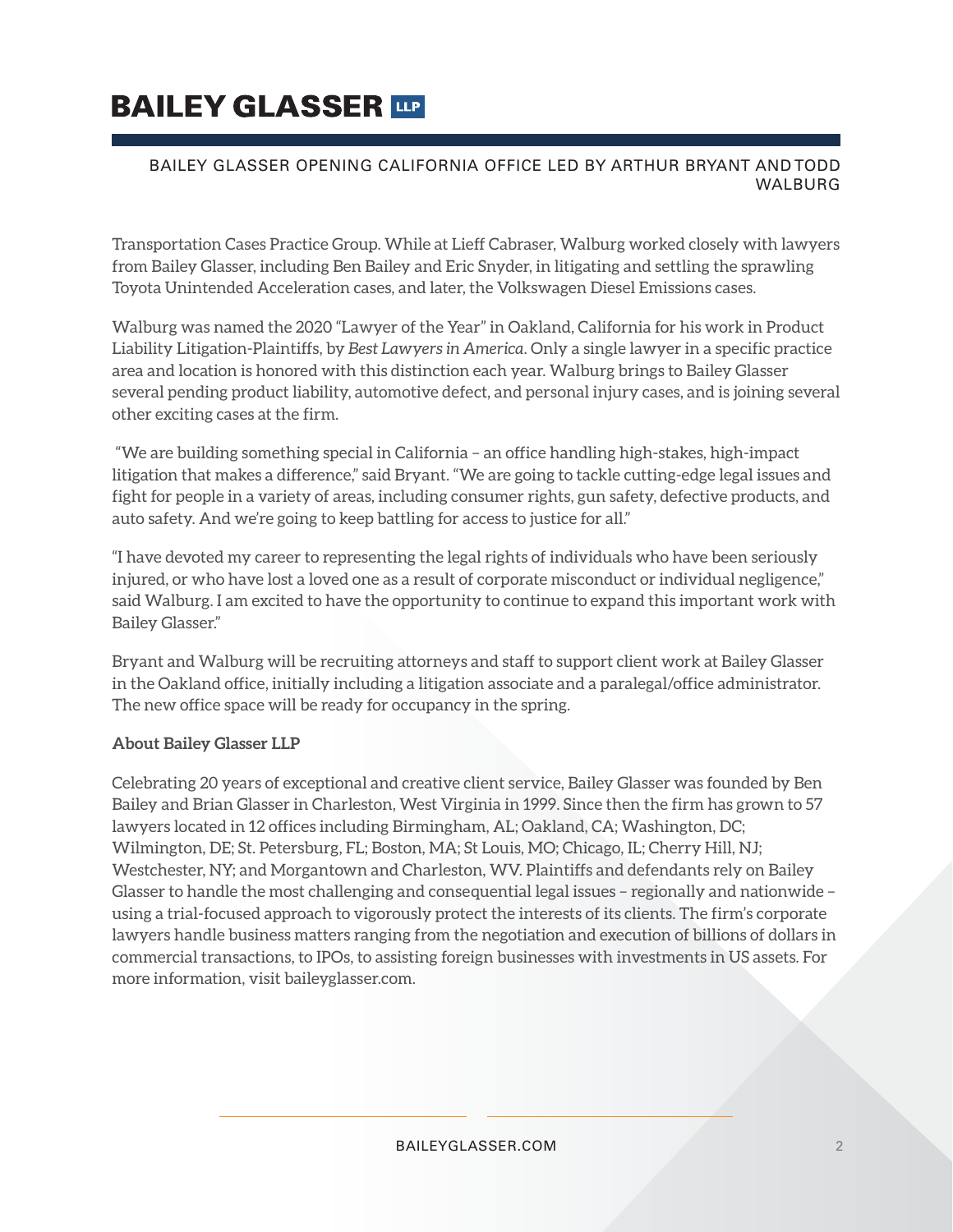Transportation Cases Practice Group. While at Lieff Cabraser, Walburg worked closely with lawyers from Bailey Glasser, including Ben Bailey and Eric Snyder, in litigating and settling the sprawling Toyota Unintended Acceleration cases, and later, the Volkswagen Diesel Emissions cases.

Walburg was named the 2020 "Lawyer of the Year" in Oakland, California for his work in Product Liability Litigation-Plaintiffs, by *Best Lawyers in America*. Only a single lawyer in a specific practice area and location is honored with this distinction each year. Walburg brings to Bailey Glasser several pending product liability, automotive defect, and personal injury cases, and is joining several other exciting cases at the firm.

"We are building something special in California – an office handling high-stakes, high-impact litigation that makes a difference," said Bryant. "We are going to tackle cutting-edge legal issues and fight for people in a variety of areas, including consumer rights, gun safety, defective products, and auto safety. And we're going to keep battling for access to justice for all."

"I have devoted my career to representing the legal rights of individuals who have been seriously injured, or who have lost a loved one as a result of corporate misconduct or individual negligence," said Walburg. I am excited to have the opportunity to continue to expand this important work with Bailey Glasser."

Bryant and Walburg will be recruiting attorneys and staff to support client work at Bailey Glasser in the Oakland office, initially including a litigation associate and a paralegal/office administrator. The new office space will be ready for occupancy in the spring.

**About Bailey Glasser LLP**

Celebrating 20 years of exceptional and creative client service, Bailey Glasser was founded by Ben Bailey and Brian Glasser in Charleston, West Virginia in 1999. Since then the firm has grown to 57 lawyers located in 12 offices including Birmingham, AL; Oakland, CA; Washington, DC; Wilmington, DE; St. Petersburg, FL; Boston, MA; St Louis, MO; Chicago, IL; Cherry Hill, NJ; Westchester, NY; and Morgantown and Charleston, WV. Plaintiffs and defendants rely on Bailey Glasser to handle the most challenging and consequential legal issues – regionally and nationwide – using a trial-focused approach to vigorously protect the interests of its clients. The firm's corporate lawyers handle business matters ranging from the negotiation and execution of billions of dollars in commercial transactions, to IPOs, to assisting foreign businesses with investments in US assets. For more information, visit baileyglasser.com.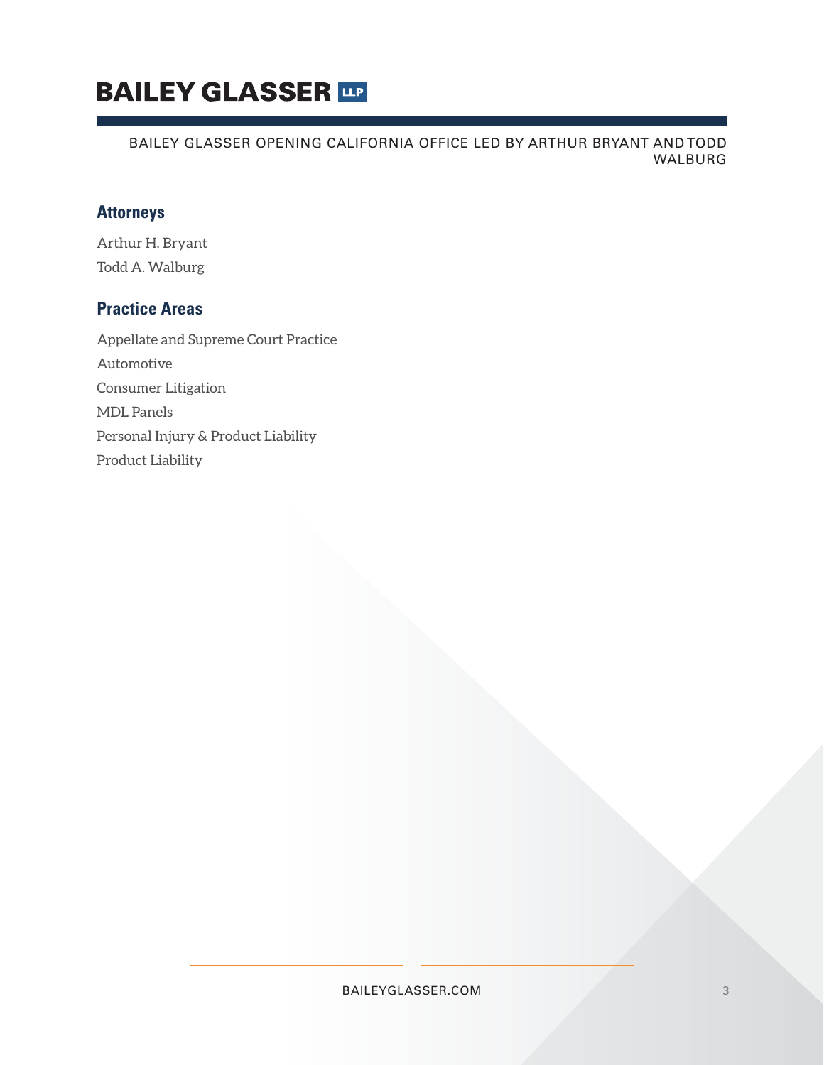## Attorneys

Arthur H. Bryant

Todd A. Walburg

## Practice Areas

Appellate and Supreme Court Practice

Automotive

Consumer Litigation

MDL Panels

Personal Injury & Product Liability

Product Liability